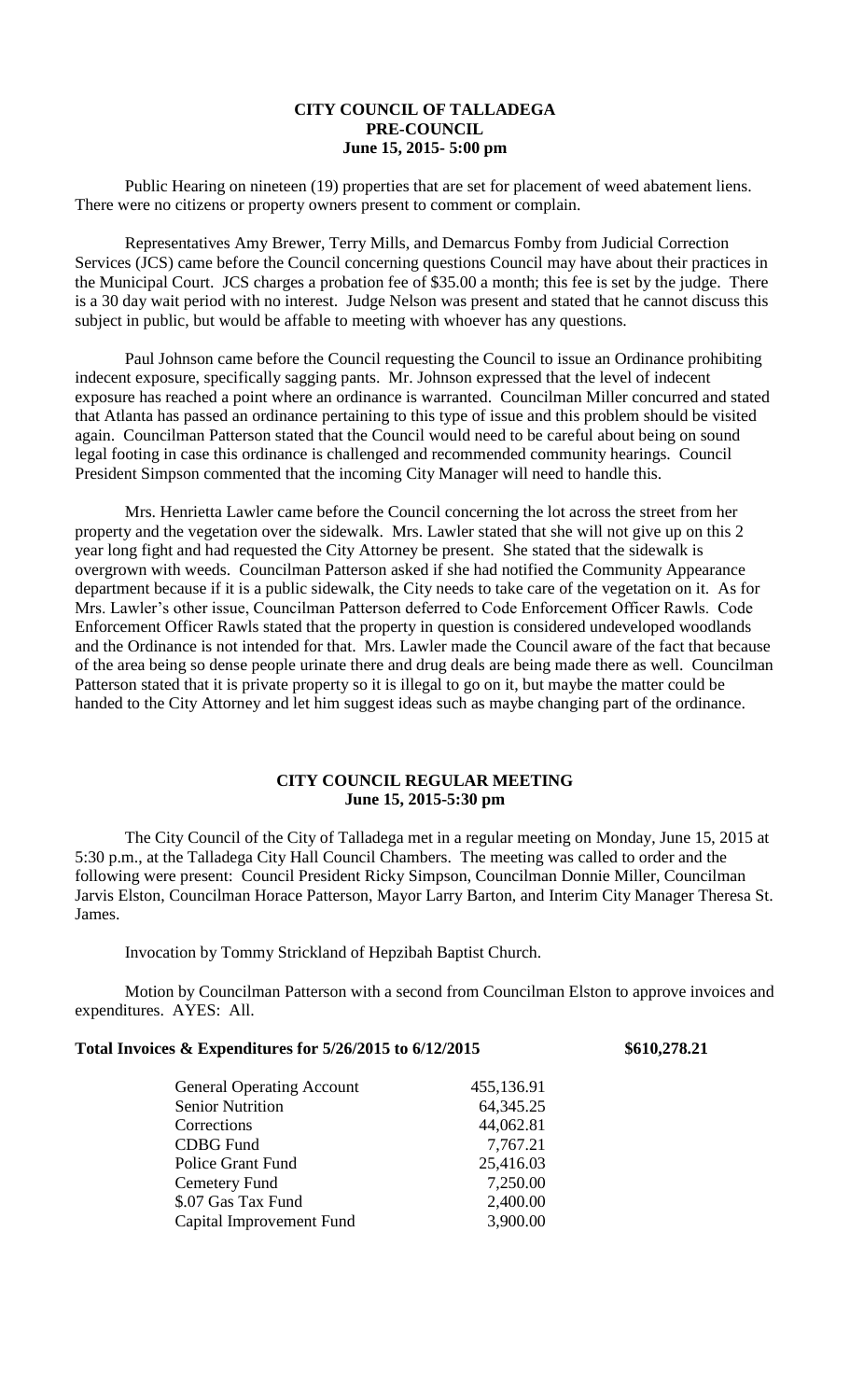**CITY COUNCIL OF TALLADEGA**
**PRE-COUNCIL**
**June 15, 2015- 5:00 pm**

Public Hearing on nineteen (19) properties that are set for placement of weed abatement liens. There were no citizens or property owners present to comment or complain.

Representatives Amy Brewer, Terry Mills, and Demarcus Fomby from Judicial Correction Services (JCS) came before the Council concerning questions Council may have about their practices in the Municipal Court. JCS charges a probation fee of $35.00 a month; this fee is set by the judge. There is a 30 day wait period with no interest. Judge Nelson was present and stated that he cannot discuss this subject in public, but would be affable to meeting with whoever has any questions.

Paul Johnson came before the Council requesting the Council to issue an Ordinance prohibiting indecent exposure, specifically sagging pants. Mr. Johnson expressed that the level of indecent exposure has reached a point where an ordinance is warranted. Councilman Miller concurred and stated that Atlanta has passed an ordinance pertaining to this type of issue and this problem should be visited again. Councilman Patterson stated that the Council would need to be careful about being on sound legal footing in case this ordinance is challenged and recommended community hearings. Council President Simpson commented that the incoming City Manager will need to handle this.

Mrs. Henrietta Lawler came before the Council concerning the lot across the street from her property and the vegetation over the sidewalk. Mrs. Lawler stated that she will not give up on this 2 year long fight and had requested the City Attorney be present. She stated that the sidewalk is overgrown with weeds. Councilman Patterson asked if she had notified the Community Appearance department because if it is a public sidewalk, the City needs to take care of the vegetation on it. As for Mrs. Lawler's other issue, Councilman Patterson deferred to Code Enforcement Officer Rawls. Code Enforcement Officer Rawls stated that the property in question is considered undeveloped woodlands and the Ordinance is not intended for that. Mrs. Lawler made the Council aware of the fact that because of the area being so dense people urinate there and drug deals are being made there as well. Councilman Patterson stated that it is private property so it is illegal to go on it, but maybe the matter could be handed to the City Attorney and let him suggest ideas such as maybe changing part of the ordinance.

**CITY COUNCIL REGULAR MEETING**
**June 15, 2015-5:30 pm**

The City Council of the City of Talladega met in a regular meeting on Monday, June 15, 2015 at 5:30 p.m., at the Talladega City Hall Council Chambers. The meeting was called to order and the following were present: Council President Ricky Simpson, Councilman Donnie Miller, Councilman Jarvis Elston, Councilman Horace Patterson, Mayor Larry Barton, and Interim City Manager Theresa St. James.

Invocation by Tommy Strickland of Hepzibah Baptist Church.

Motion by Councilman Patterson with a second from Councilman Elston to approve invoices and expenditures. AYES: All.

**Total Invoices & Expenditures for 5/26/2015 to 6/12/2015** **$610,278.21**

| | |
|---|---|
| General Operating Account | 455,136.91 |
| Senior Nutrition | 64,345.25 |
| Corrections | 44,062.81 |
| CDBG Fund | 7,767.21 |
| Police Grant Fund | 25,416.03 |
| Cemetery Fund | 7,250.00 |
| $.07 Gas Tax Fund | 2,400.00 |
| Capital Improvement Fund | 3,900.00 |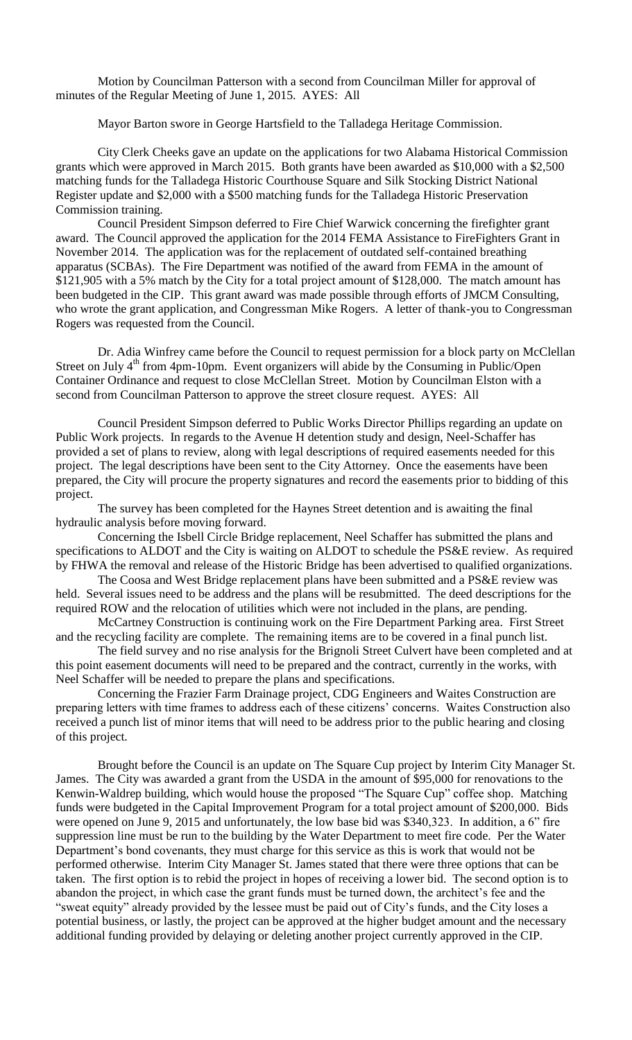Motion by Councilman Patterson with a second from Councilman Miller for approval of minutes of the Regular Meeting of June 1, 2015. AYES: All

Mayor Barton swore in George Hartsfield to the Talladega Heritage Commission.

City Clerk Cheeks gave an update on the applications for two Alabama Historical Commission grants which were approved in March 2015. Both grants have been awarded as \$10,000 with a \$2,500 matching funds for the Talladega Historic Courthouse Square and Silk Stocking District National Register update and \$2,000 with a \$500 matching funds for the Talladega Historic Preservation Commission training.

Council President Simpson deferred to Fire Chief Warwick concerning the firefighter grant award. The Council approved the application for the 2014 FEMA Assistance to FireFighters Grant in November 2014. The application was for the replacement of outdated self-contained breathing apparatus (SCBAs). The Fire Department was notified of the award from FEMA in the amount of \$121,905 with a 5% match by the City for a total project amount of \$128,000. The match amount has been budgeted in the CIP. This grant award was made possible through efforts of JMCM Consulting, who wrote the grant application, and Congressman Mike Rogers. A letter of thank-you to Congressman Rogers was requested from the Council.

Dr. Adia Winfrey came before the Council to request permission for a block party on McClellan Street on July 4th from 4pm-10pm. Event organizers will abide by the Consuming in Public/Open Container Ordinance and request to close McClellan Street. Motion by Councilman Elston with a second from Councilman Patterson to approve the street closure request. AYES: All

Council President Simpson deferred to Public Works Director Phillips regarding an update on Public Work projects. In regards to the Avenue H detention study and design, Neel-Schaffer has provided a set of plans to review, along with legal descriptions of required easements needed for this project. The legal descriptions have been sent to the City Attorney. Once the easements have been prepared, the City will procure the property signatures and record the easements prior to bidding of this project.

The survey has been completed for the Haynes Street detention and is awaiting the final hydraulic analysis before moving forward.

Concerning the Isbell Circle Bridge replacement, Neel Schaffer has submitted the plans and specifications to ALDOT and the City is waiting on ALDOT to schedule the PS&E review. As required by FHWA the removal and release of the Historic Bridge has been advertised to qualified organizations.

The Coosa and West Bridge replacement plans have been submitted and a PS&E review was held. Several issues need to be address and the plans will be resubmitted. The deed descriptions for the required ROW and the relocation of utilities which were not included in the plans, are pending.

McCartney Construction is continuing work on the Fire Department Parking area. First Street and the recycling facility are complete. The remaining items are to be covered in a final punch list.

The field survey and no rise analysis for the Brignoli Street Culvert have been completed and at this point easement documents will need to be prepared and the contract, currently in the works, with Neel Schaffer will be needed to prepare the plans and specifications.

Concerning the Frazier Farm Drainage project, CDG Engineers and Waites Construction are preparing letters with time frames to address each of these citizens' concerns. Waites Construction also received a punch list of minor items that will need to be address prior to the public hearing and closing of this project.

Brought before the Council is an update on The Square Cup project by Interim City Manager St. James. The City was awarded a grant from the USDA in the amount of \$95,000 for renovations to the Kenwin-Waldrep building, which would house the proposed "The Square Cup" coffee shop. Matching funds were budgeted in the Capital Improvement Program for a total project amount of \$200,000. Bids were opened on June 9, 2015 and unfortunately, the low base bid was \$340,323. In addition, a 6" fire suppression line must be run to the building by the Water Department to meet fire code. Per the Water Department's bond covenants, they must charge for this service as this is work that would not be performed otherwise. Interim City Manager St. James stated that there were three options that can be taken. The first option is to rebid the project in hopes of receiving a lower bid. The second option is to abandon the project, in which case the grant funds must be turned down, the architect's fee and the "sweat equity" already provided by the lessee must be paid out of City's funds, and the City loses a potential business, or lastly, the project can be approved at the higher budget amount and the necessary additional funding provided by delaying or deleting another project currently approved in the CIP.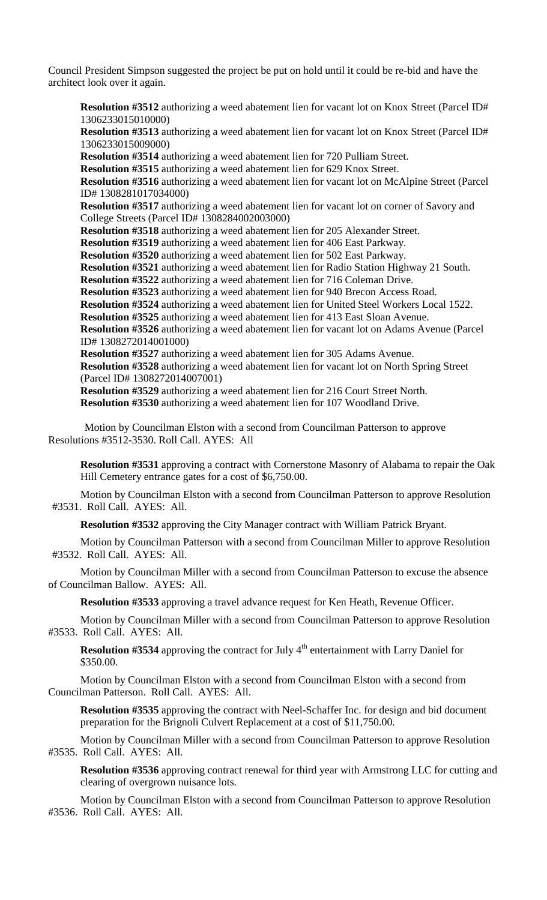Council President Simpson suggested the project be put on hold until it could be re-bid and have the architect look over it again.

**Resolution #3512** authorizing a weed abatement lien for vacant lot on Knox Street (Parcel ID# 1306233015010000)
**Resolution #3513** authorizing a weed abatement lien for vacant lot on Knox Street (Parcel ID# 1306233015009000)
**Resolution #3514** authorizing a weed abatement lien for 720 Pulliam Street.
**Resolution #3515** authorizing a weed abatement lien for 629 Knox Street.
**Resolution #3516** authorizing a weed abatement lien for vacant lot on McAlpine Street (Parcel ID# 1308281017034000)
**Resolution #3517** authorizing a weed abatement lien for vacant lot on corner of Savory and College Streets (Parcel ID# 1308284002003000)
**Resolution #3518** authorizing a weed abatement lien for 205 Alexander Street.
**Resolution #3519** authorizing a weed abatement lien for 406 East Parkway.
**Resolution #3520** authorizing a weed abatement lien for 502 East Parkway.
**Resolution #3521** authorizing a weed abatement lien for Radio Station Highway 21 South.
**Resolution #3522** authorizing a weed abatement lien for 716 Coleman Drive.
**Resolution #3523** authorizing a weed abatement lien for 940 Brecon Access Road.
**Resolution #3524** authorizing a weed abatement lien for United Steel Workers Local 1522.
**Resolution #3525** authorizing a weed abatement lien for 413 East Sloan Avenue.
**Resolution #3526** authorizing a weed abatement lien for vacant lot on Adams Avenue (Parcel ID# 1308272014001000)
**Resolution #3527** authorizing a weed abatement lien for 305 Adams Avenue.
**Resolution #3528** authorizing a weed abatement lien for vacant lot on North Spring Street (Parcel ID# 1308272014007001)
**Resolution #3529** authorizing a weed abatement lien for 216 Court Street North.
**Resolution #3530** authorizing a weed abatement lien for 107 Woodland Drive.

Motion by Councilman Elston with a second from Councilman Patterson to approve Resolutions #3512-3530. Roll Call. AYES: All

**Resolution #3531** approving a contract with Cornerstone Masonry of Alabama to repair the Oak Hill Cemetery entrance gates for a cost of $6,750.00.

Motion by Councilman Elston with a second from Councilman Patterson to approve Resolution #3531. Roll Call. AYES: All.

**Resolution #3532** approving the City Manager contract with William Patrick Bryant.

Motion by Councilman Patterson with a second from Councilman Miller to approve Resolution #3532. Roll Call. AYES: All.

Motion by Councilman Miller with a second from Councilman Patterson to excuse the absence of Councilman Ballow. AYES: All.

**Resolution #3533** approving a travel advance request for Ken Heath, Revenue Officer.

Motion by Councilman Miller with a second from Councilman Patterson to approve Resolution #3533. Roll Call. AYES: All.

**Resolution #3534** approving the contract for July 4th entertainment with Larry Daniel for $350.00.

Motion by Councilman Elston with a second from Councilman Elston with a second from Councilman Patterson. Roll Call. AYES: All.

**Resolution #3535** approving the contract with Neel-Schaffer Inc. for design and bid document preparation for the Brignoli Culvert Replacement at a cost of $11,750.00.

Motion by Councilman Miller with a second from Councilman Patterson to approve Resolution #3535. Roll Call. AYES: All.

**Resolution #3536** approving contract renewal for third year with Armstrong LLC for cutting and clearing of overgrown nuisance lots.

Motion by Councilman Elston with a second from Councilman Patterson to approve Resolution #3536. Roll Call. AYES: All.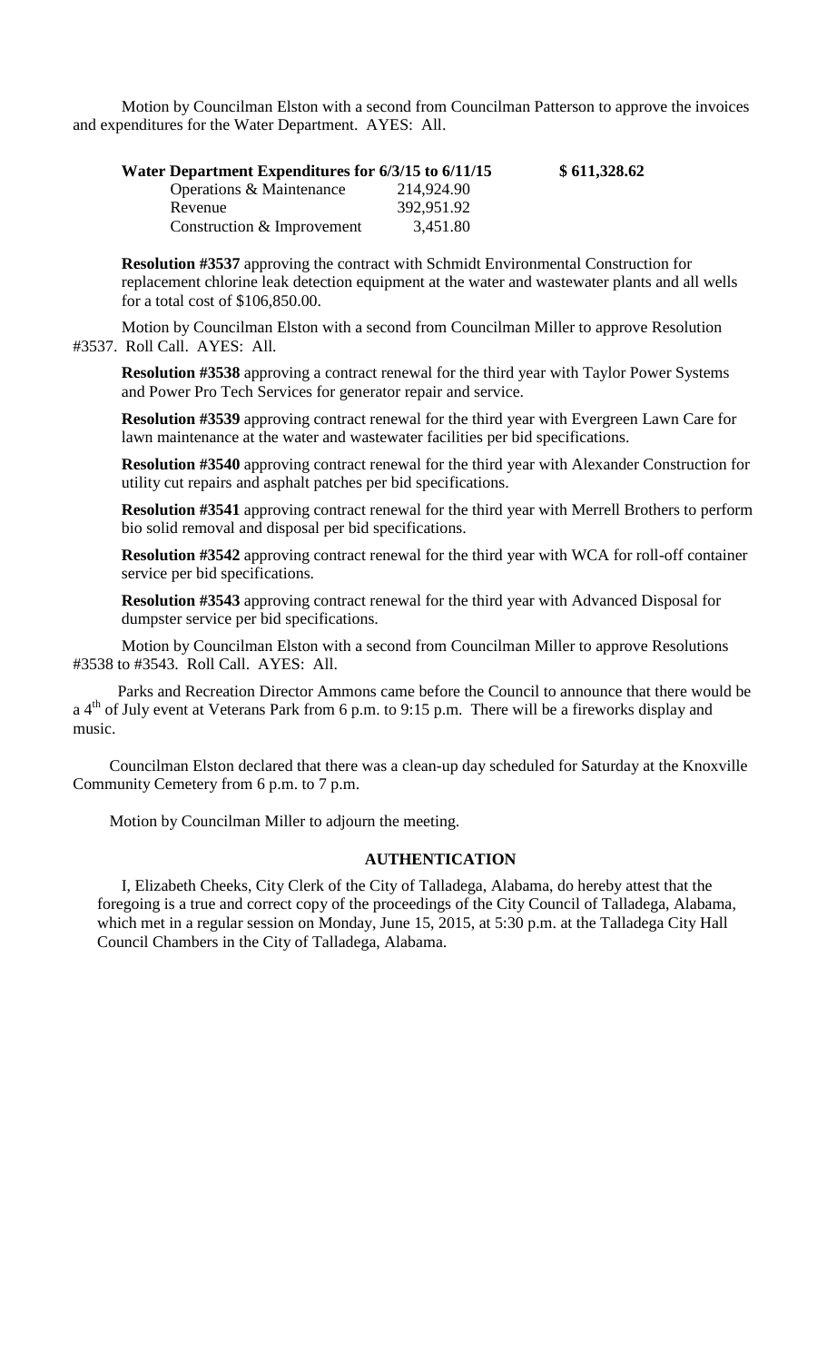Motion by Councilman Elston with a second from Councilman Patterson to approve the invoices and expenditures for the Water Department. AYES: All.

| | | |
|---|---|---|
| **Water Department Expenditures for 6/3/15 to 6/11/15** | | **$ 611,328.62** |
| Operations & Maintenance | 214,924.90 | |
| Revenue | 392,951.92 | |
| Construction & Improvement | 3,451.80 | |

**Resolution #3537** approving the contract with Schmidt Environmental Construction for replacement chlorine leak detection equipment at the water and wastewater plants and all wells for a total cost of $106,850.00.

Motion by Councilman Elston with a second from Councilman Miller to approve Resolution #3537. Roll Call. AYES: All.

**Resolution #3538** approving a contract renewal for the third year with Taylor Power Systems and Power Pro Tech Services for generator repair and service.

**Resolution #3539** approving contract renewal for the third year with Evergreen Lawn Care for lawn maintenance at the water and wastewater facilities per bid specifications.

**Resolution #3540** approving contract renewal for the third year with Alexander Construction for utility cut repairs and asphalt patches per bid specifications.

**Resolution #3541** approving contract renewal for the third year with Merrell Brothers to perform bio solid removal and disposal per bid specifications.

**Resolution #3542** approving contract renewal for the third year with WCA for roll-off container service per bid specifications.

**Resolution #3543** approving contract renewal for the third year with Advanced Disposal for dumpster service per bid specifications.

Motion by Councilman Elston with a second from Councilman Miller to approve Resolutions #3538 to #3543. Roll Call. AYES: All.

Parks and Recreation Director Ammons came before the Council to announce that there would be a 4th of July event at Veterans Park from 6 p.m. to 9:15 p.m. There will be a fireworks display and music.

Councilman Elston declared that there was a clean-up day scheduled for Saturday at the Knoxville Community Cemetery from 6 p.m. to 7 p.m.

Motion by Councilman Miller to adjourn the meeting.

## AUTHENTICATION

I, Elizabeth Cheeks, City Clerk of the City of Talladega, Alabama, do hereby attest that the foregoing is a true and correct copy of the proceedings of the City Council of Talladega, Alabama, which met in a regular session on Monday, June 15, 2015, at 5:30 p.m. at the Talladega City Hall Council Chambers in the City of Talladega, Alabama.